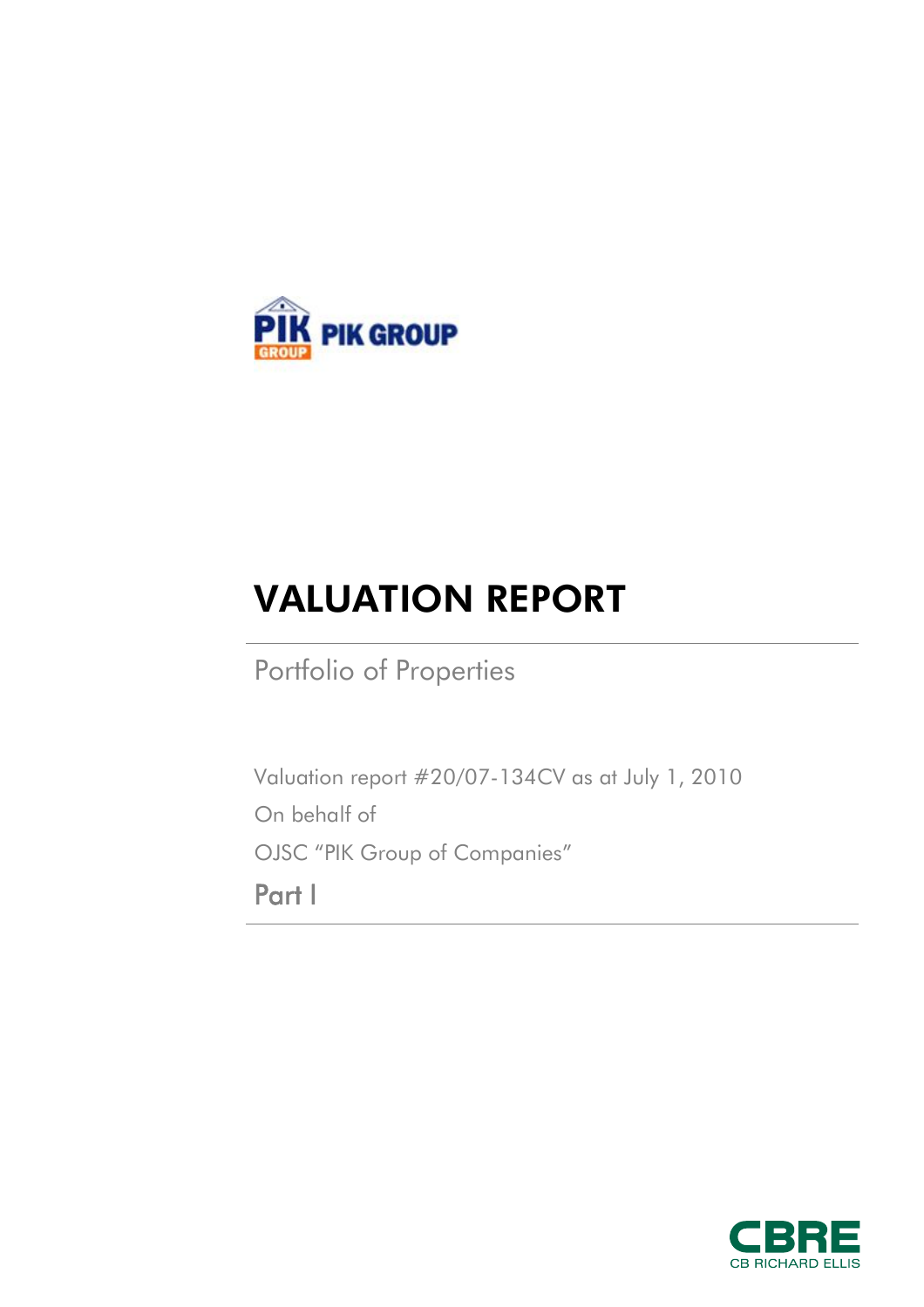PIK GROUP

# VALUATION REPORT

Portfolio of Properties

Valuation report #20/07-134CV as at July 1, 2010

On behalf of

OJSC "PIK Group of Companies"

Part I

CBRE

CB RICHARD ELLIS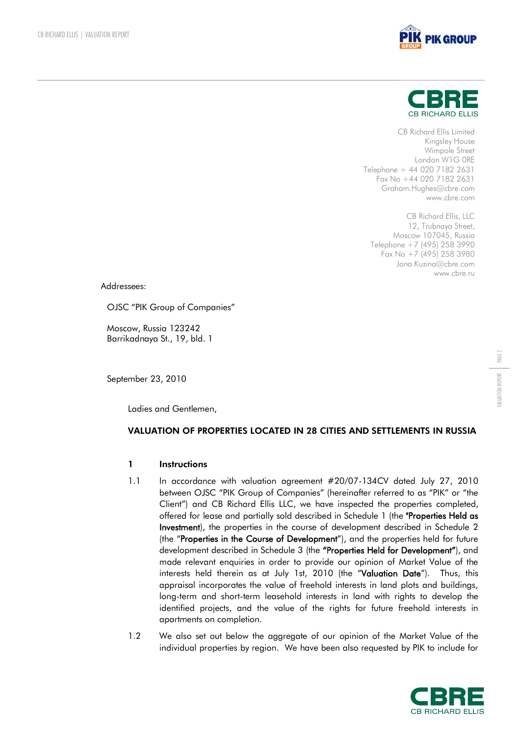CB Richard Ellis Limited
Kingsley House
Wimpole Street
London W1G 0RE
Telephone + 44 020 7182 2631
Fax No +44 020 7182 2631
Graham.Hughes@cbre.com
www.cbre.com

CB Richard Ellis, LLC
12, Trubnaya Street,
Moscow 107045, Russia
Telephone +7 (495) 258 3990
Fax No +7 (495) 258 3980
Jana.Kuzina@cbre.com
www.cbre.ru

Addressees:

OJSC "PIK Group of Companies"

Moscow, Russia 123242
Barrikadnaya St., 19, bld. 1

September 23, 2010

Ladies and Gentlemen,

**VALUATION OF PROPERTIES LOCATED IN 28 CITIES AND SETTLEMENTS IN RUSSIA**

## 1 Instructions

1.1 In accordance with valuation agreement #20/07-134CV dated July 27, 2010 between OJSC "PIK Group of Companies" (hereinafter referred to as "PIK" or "the Client") and CB Richard Ellis LLC, we have inspected the properties completed, offered for lease and partially sold described in Schedule 1 (the "**Properties Held as Investment**), the properties in the course of development described in Schedule 2 (the "**Properties in the Course of Development**"), and the properties held for future development described in Schedule 3 (the **"Properties Held for Development"**), and made relevant enquiries in order to provide our opinion of Market Value of the interests held therein as at July 1st, 2010 (the "**Valuation Date**"). Thus, this appraisal incorporates the value of freehold interests in land plots and buildings, long-term and short-term leasehold interests in land with rights to develop the identified projects, and the value of the rights for future freehold interests in apartments on completion.

1.2 We also set out below the aggregate of our opinion of the Market Value of the individual properties by region. We have been also requested by PIK to include for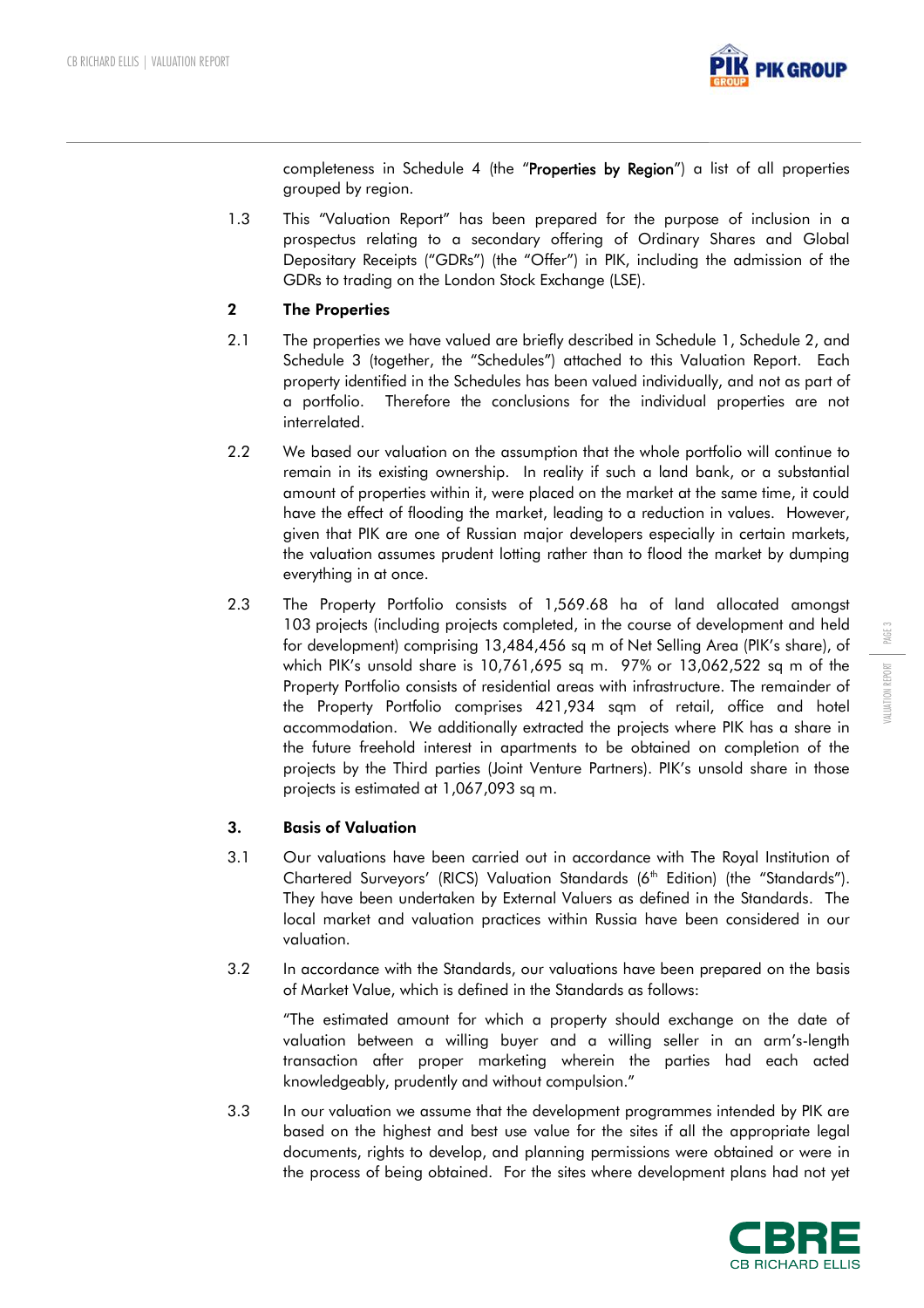completeness in Schedule 4 (the "**Properties by Region**") a list of all properties grouped by region.

1.3 This "Valuation Report" has been prepared for the purpose of inclusion in a prospectus relating to a secondary offering of Ordinary Shares and Global Depositary Receipts ("GDRs") (the "Offer") in PIK, including the admission of the GDRs to trading on the London Stock Exchange (LSE).

## 2 The Properties

2.1 The properties we have valued are briefly described in Schedule 1, Schedule 2, and Schedule 3 (together, the "Schedules") attached to this Valuation Report. Each property identified in the Schedules has been valued individually, and not as part of a portfolio. Therefore the conclusions for the individual properties are not interrelated.

2.2 We based our valuation on the assumption that the whole portfolio will continue to remain in its existing ownership. In reality if such a land bank, or a substantial amount of properties within it, were placed on the market at the same time, it could have the effect of flooding the market, leading to a reduction in values. However, given that PIK are one of Russian major developers especially in certain markets, the valuation assumes prudent lotting rather than to flood the market by dumping everything in at once.

2.3 The Property Portfolio consists of 1,569.68 ha of land allocated amongst 103 projects (including projects completed, in the course of development and held for development) comprising 13,484,456 sq m of Net Selling Area (PIK's share), of which PIK's unsold share is 10,761,695 sq m. 97% or 13,062,522 sq m of the Property Portfolio consists of residential areas with infrastructure. The remainder of the Property Portfolio comprises 421,934 sqm of retail, office and hotel accommodation. We additionally extracted the projects where PIK has a share in the future freehold interest in apartments to be obtained on completion of the projects by the Third parties (Joint Venture Partners). PIK's unsold share in those projects is estimated at 1,067,093 sq m.

## 3. Basis of Valuation

3.1 Our valuations have been carried out in accordance with The Royal Institution of Chartered Surveyors' (RICS) Valuation Standards (6th Edition) (the "Standards"). They have been undertaken by External Valuers as defined in the Standards. The local market and valuation practices within Russia have been considered in our valuation.

3.2 In accordance with the Standards, our valuations have been prepared on the basis of Market Value, which is defined in the Standards as follows:

"The estimated amount for which a property should exchange on the date of valuation between a willing buyer and a willing seller in an arm's-length transaction after proper marketing wherein the parties had each acted knowledgeably, prudently and without compulsion."

3.3 In our valuation we assume that the development programmes intended by PIK are based on the highest and best use value for the sites if all the appropriate legal documents, rights to develop, and planning permissions were obtained or were in the process of being obtained. For the sites where development plans had not yet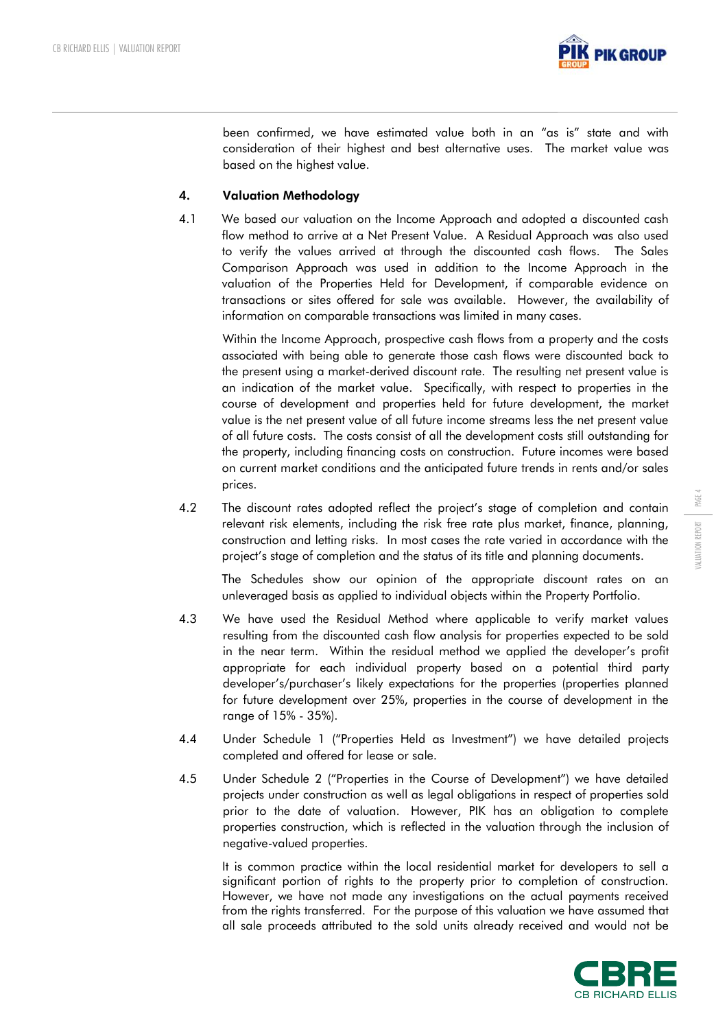been confirmed, we have estimated value both in an "as is" state and with consideration of their highest and best alternative uses. The market value was based on the highest value.

## 4. Valuation Methodology

4.1 We based our valuation on the Income Approach and adopted a discounted cash flow method to arrive at a Net Present Value. A Residual Approach was also used to verify the values arrived at through the discounted cash flows. The Sales Comparison Approach was used in addition to the Income Approach in the valuation of the Properties Held for Development, if comparable evidence on transactions or sites offered for sale was available. However, the availability of information on comparable transactions was limited in many cases.

Within the Income Approach, prospective cash flows from a property and the costs associated with being able to generate those cash flows were discounted back to the present using a market-derived discount rate. The resulting net present value is an indication of the market value. Specifically, with respect to properties in the course of development and properties held for future development, the market value is the net present value of all future income streams less the net present value of all future costs. The costs consist of all the development costs still outstanding for the property, including financing costs on construction. Future incomes were based on current market conditions and the anticipated future trends in rents and/or sales prices.

4.2 The discount rates adopted reflect the project's stage of completion and contain relevant risk elements, including the risk free rate plus market, finance, planning, construction and letting risks. In most cases the rate varied in accordance with the project's stage of completion and the status of its title and planning documents.

The Schedules show our opinion of the appropriate discount rates on an unleveraged basis as applied to individual objects within the Property Portfolio.

4.3 We have used the Residual Method where applicable to verify market values resulting from the discounted cash flow analysis for properties expected to be sold in the near term. Within the residual method we applied the developer's profit appropriate for each individual property based on a potential third party developer's/purchaser's likely expectations for the properties (properties planned for future development over 25%, properties in the course of development in the range of 15% - 35%).

4.4 Under Schedule 1 ("Properties Held as Investment") we have detailed projects completed and offered for lease or sale.

4.5 Under Schedule 2 ("Properties in the Course of Development") we have detailed projects under construction as well as legal obligations in respect of properties sold prior to the date of valuation. However, PIK has an obligation to complete properties construction, which is reflected in the valuation through the inclusion of negative-valued properties.

It is common practice within the local residential market for developers to sell a significant portion of rights to the property prior to completion of construction. However, we have not made any investigations on the actual payments received from the rights transferred. For the purpose of this valuation we have assumed that all sale proceeds attributed to the sold units already received and would not be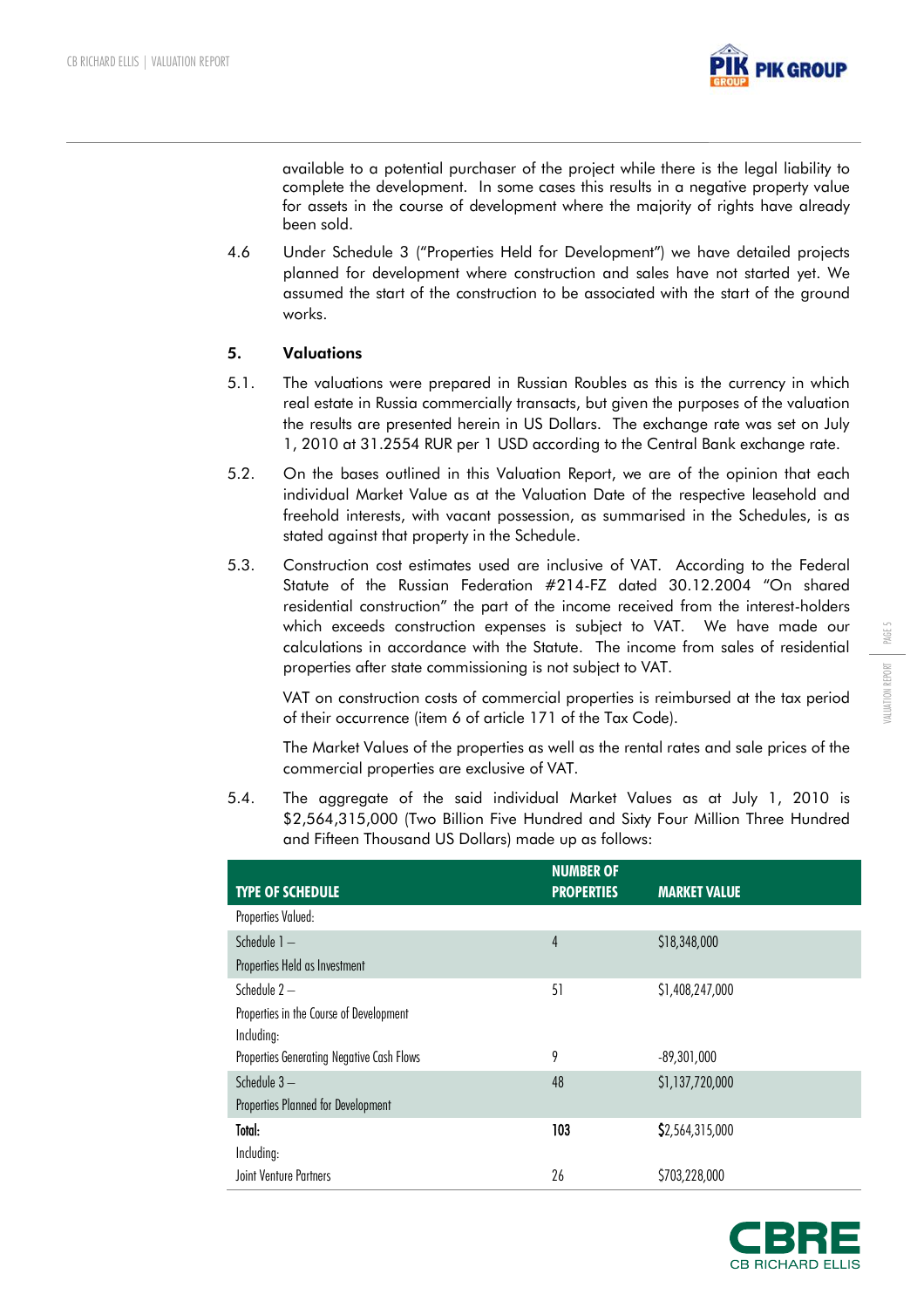available to a potential purchaser of the project while there is the legal liability to complete the development. In some cases this results in a negative property value for assets in the course of development where the majority of rights have already been sold.

4.6 Under Schedule 3 ("Properties Held for Development") we have detailed projects planned for development where construction and sales have not started yet. We assumed the start of the construction to be associated with the start of the ground works.

## 5. Valuations

5.1. The valuations were prepared in Russian Roubles as this is the currency in which real estate in Russia commercially transacts, but given the purposes of the valuation the results are presented herein in US Dollars. The exchange rate was set on July 1, 2010 at 31.2554 RUR per 1 USD according to the Central Bank exchange rate.

5.2. On the bases outlined in this Valuation Report, we are of the opinion that each individual Market Value as at the Valuation Date of the respective leasehold and freehold interests, with vacant possession, as summarised in the Schedules, is as stated against that property in the Schedule.

5.3. Construction cost estimates used are inclusive of VAT. According to the Federal Statute of the Russian Federation #214-FZ dated 30.12.2004 "On shared residential construction" the part of the income received from the interest-holders which exceeds construction expenses is subject to VAT. We have made our calculations in accordance with the Statute. The income from sales of residential properties after state commissioning is not subject to VAT.

VAT on construction costs of commercial properties is reimbursed at the tax period of their occurrence (item 6 of article 171 of the Tax Code).

The Market Values of the properties as well as the rental rates and sale prices of the commercial properties are exclusive of VAT.

5.4. The aggregate of the said individual Market Values as at July 1, 2010 is $2,564,315,000 (Two Billion Five Hundred and Sixty Four Million Three Hundred and Fifteen Thousand US Dollars) made up as follows:

| TYPE OF SCHEDULE | NUMBER OF PROPERTIES | MARKET VALUE |
|---|---|---|
| Properties Valued: | | |
| Schedule 1 – Properties Held as Investment | 4 | $18,348,000 |
| Schedule 2 – Properties in the Course of Development | 51 | $1,408,247,000 |
| Including: | | |
| Properties Generating Negative Cash Flows | 9 | -89,301,000 |
| Schedule 3 – Properties Planned for Development | 48 | $1,137,720,000 |
| **Total:** | **103** | **$2,564,315,000** |
| Including: | | |
| Joint Venture Partners | 26 | $703,228,000 |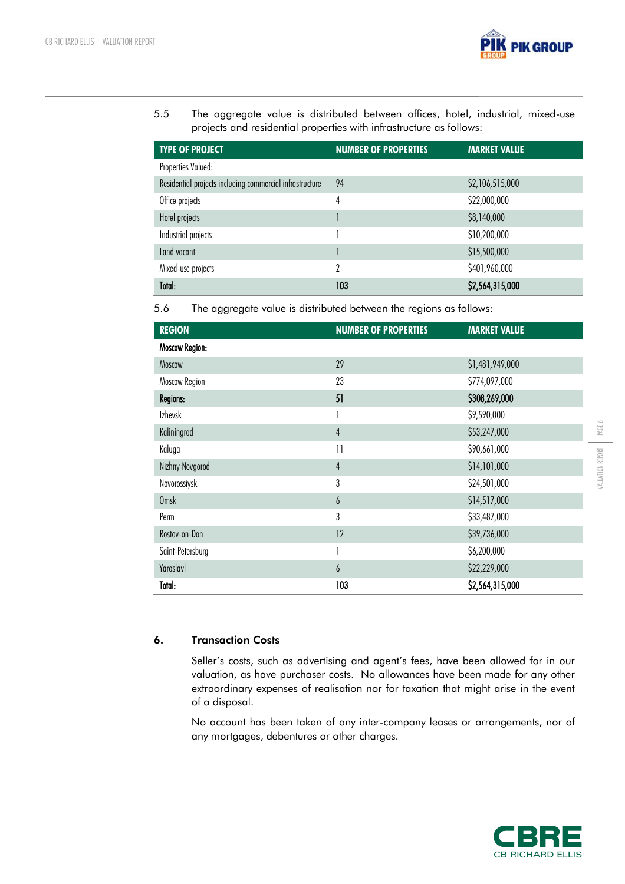5.5 The aggregate value is distributed between offices, hotel, industrial, mixed-use projects and residential properties with infrastructure as follows:

| TYPE OF PROJECT | NUMBER OF PROPERTIES | MARKET VALUE |
|---|---|---|
| Properties Valued: | | |
| Residential projects including commercial infrastructure | 94 | $2,106,515,000 |
| Office projects | 4 | $22,000,000 |
| Hotel projects | 1 | $8,140,000 |
| Industrial projects | 1 | $10,200,000 |
| Land vacant | 1 | $15,500,000 |
| Mixed-use projects | 2 | $401,960,000 |
| **Total:** | **103** | **$2,564,315,000** |

5.6 The aggregate value is distributed between the regions as follows:

| REGION | NUMBER OF PROPERTIES | MARKET VALUE |
|---|---|---|
| **Moscow Region:** | | |
| Moscow | 29 | $1,481,949,000 |
| Moscow Region | 23 | $774,097,000 |
| **Regions:** | **51** | **$308,269,000** |
| Izhevsk | 1 | $9,590,000 |
| Kaliningrad | 4 | $53,247,000 |
| Kaluga | 11 | $90,661,000 |
| Nizhny Novgorod | 4 | $14,101,000 |
| Novorossiysk | 3 | $24,501,000 |
| Omsk | 6 | $14,517,000 |
| Perm | 3 | $33,487,000 |
| Rostov-on-Don | 12 | $39,736,000 |
| Saint-Petersburg | 1 | $6,200,000 |
| Yaroslavl | 6 | $22,229,000 |
| **Total:** | **103** | **$2,564,315,000** |

## 6. Transaction Costs

Seller's costs, such as advertising and agent's fees, have been allowed for in our valuation, as have purchaser costs. No allowances have been made for any other extraordinary expenses of realisation nor for taxation that might arise in the event of a disposal.

No account has been taken of any inter-company leases or arrangements, nor of any mortgages, debentures or other charges.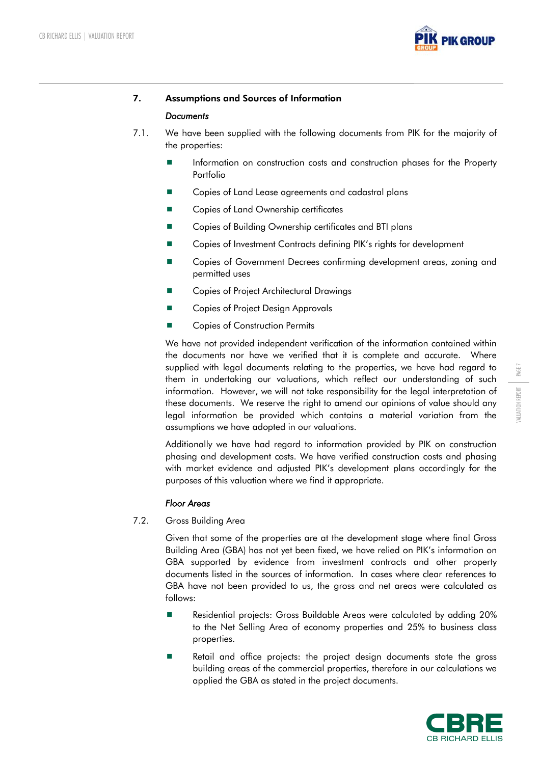## 7. Assumptions and Sources of Information

*Documents*

7.1. We have been supplied with the following documents from PIK for the majority of the properties:

- Information on construction costs and construction phases for the Property Portfolio
- Copies of Land Lease agreements and cadastral plans
- Copies of Land Ownership certificates
- Copies of Building Ownership certificates and BTI plans
- Copies of Investment Contracts defining PIK's rights for development
- Copies of Government Decrees confirming development areas, zoning and permitted uses
- Copies of Project Architectural Drawings
- Copies of Project Design Approvals
- Copies of Construction Permits

We have not provided independent verification of the information contained within the documents nor have we verified that it is complete and accurate. Where supplied with legal documents relating to the properties, we have had regard to them in undertaking our valuations, which reflect our understanding of such information. However, we will not take responsibility for the legal interpretation of these documents. We reserve the right to amend our opinions of value should any legal information be provided which contains a material variation from the assumptions we have adopted in our valuations.

Additionally we have had regard to information provided by PIK on construction phasing and development costs. We have verified construction costs and phasing with market evidence and adjusted PIK's development plans accordingly for the purposes of this valuation where we find it appropriate.

*Floor Areas*

7.2. Gross Building Area

Given that some of the properties are at the development stage where final Gross Building Area (GBA) has not yet been fixed, we have relied on PIK's information on GBA supported by evidence from investment contracts and other property documents listed in the sources of information. In cases where clear references to GBA have not been provided to us, the gross and net areas were calculated as follows:

- Residential projects: Gross Buildable Areas were calculated by adding 20% to the Net Selling Area of economy properties and 25% to business class properties.
- Retail and office projects: the project design documents state the gross building areas of the commercial properties, therefore in our calculations we applied the GBA as stated in the project documents.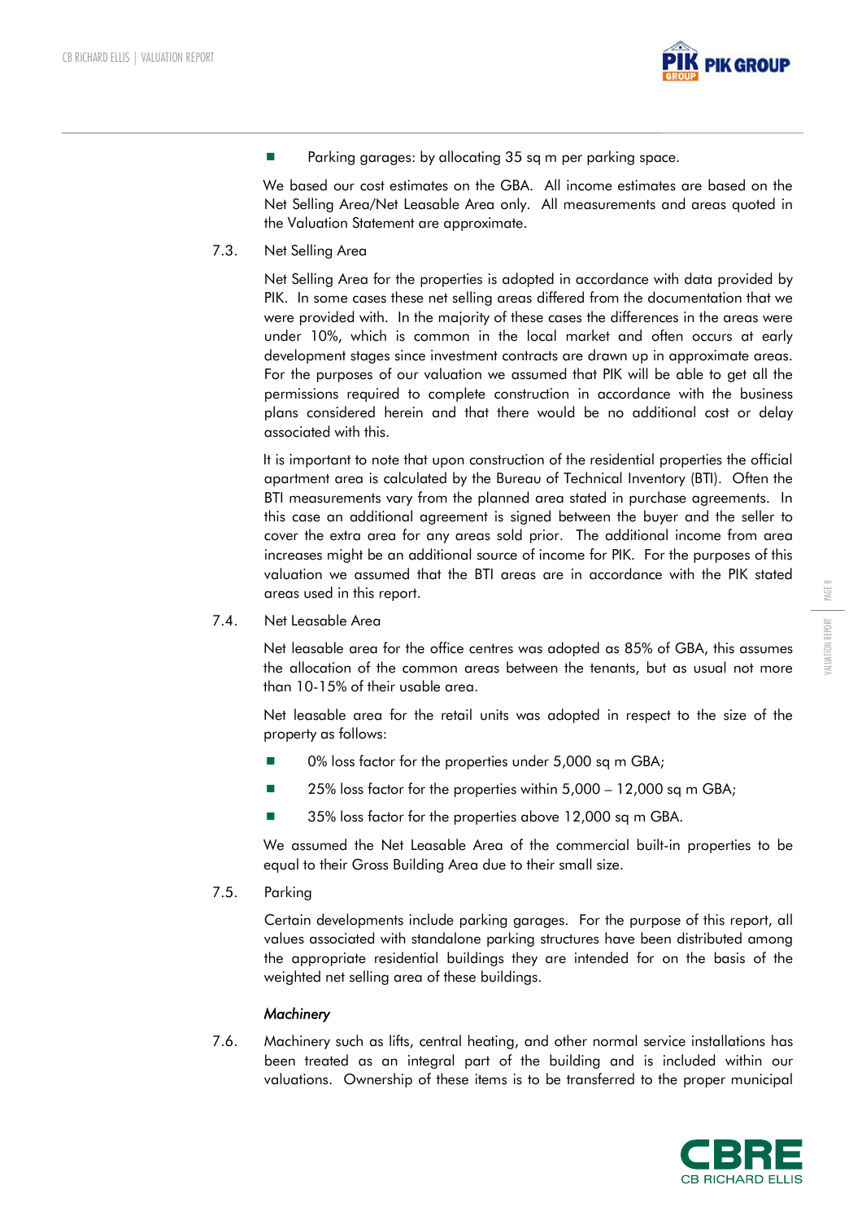- Parking garages: by allocating 35 sq m per parking space.

We based our cost estimates on the GBA. All income estimates are based on the Net Selling Area/Net Leasable Area only. All measurements and areas quoted in the Valuation Statement are approximate.

7.3. Net Selling Area

Net Selling Area for the properties is adopted in accordance with data provided by PIK. In some cases these net selling areas differed from the documentation that we were provided with. In the majority of these cases the differences in the areas were under 10%, which is common in the local market and often occurs at early development stages since investment contracts are drawn up in approximate areas. For the purposes of our valuation we assumed that PIK will be able to get all the permissions required to complete construction in accordance with the business plans considered herein and that there would be no additional cost or delay associated with this.

It is important to note that upon construction of the residential properties the official apartment area is calculated by the Bureau of Technical Inventory (BTI). Often the BTI measurements vary from the planned area stated in purchase agreements. In this case an additional agreement is signed between the buyer and the seller to cover the extra area for any areas sold prior. The additional income from area increases might be an additional source of income for PIK. For the purposes of this valuation we assumed that the BTI areas are in accordance with the PIK stated areas used in this report.

7.4. Net Leasable Area

Net leasable area for the office centres was adopted as 85% of GBA, this assumes the allocation of the common areas between the tenants, but as usual not more than 10-15% of their usable area.

Net leasable area for the retail units was adopted in respect to the size of the property as follows:

- 0% loss factor for the properties under 5,000 sq m GBA;
- 25% loss factor for the properties within 5,000 – 12,000 sq m GBA;
- 35% loss factor for the properties above 12,000 sq m GBA.

We assumed the Net Leasable Area of the commercial built-in properties to be equal to their Gross Building Area due to their small size.

7.5. Parking

Certain developments include parking garages. For the purpose of this report, all values associated with standalone parking structures have been distributed among the appropriate residential buildings they are intended for on the basis of the weighted net selling area of these buildings.

*Machinery*

7.6. Machinery such as lifts, central heating, and other normal service installations has been treated as an integral part of the building and is included within our valuations. Ownership of these items is to be transferred to the proper municipal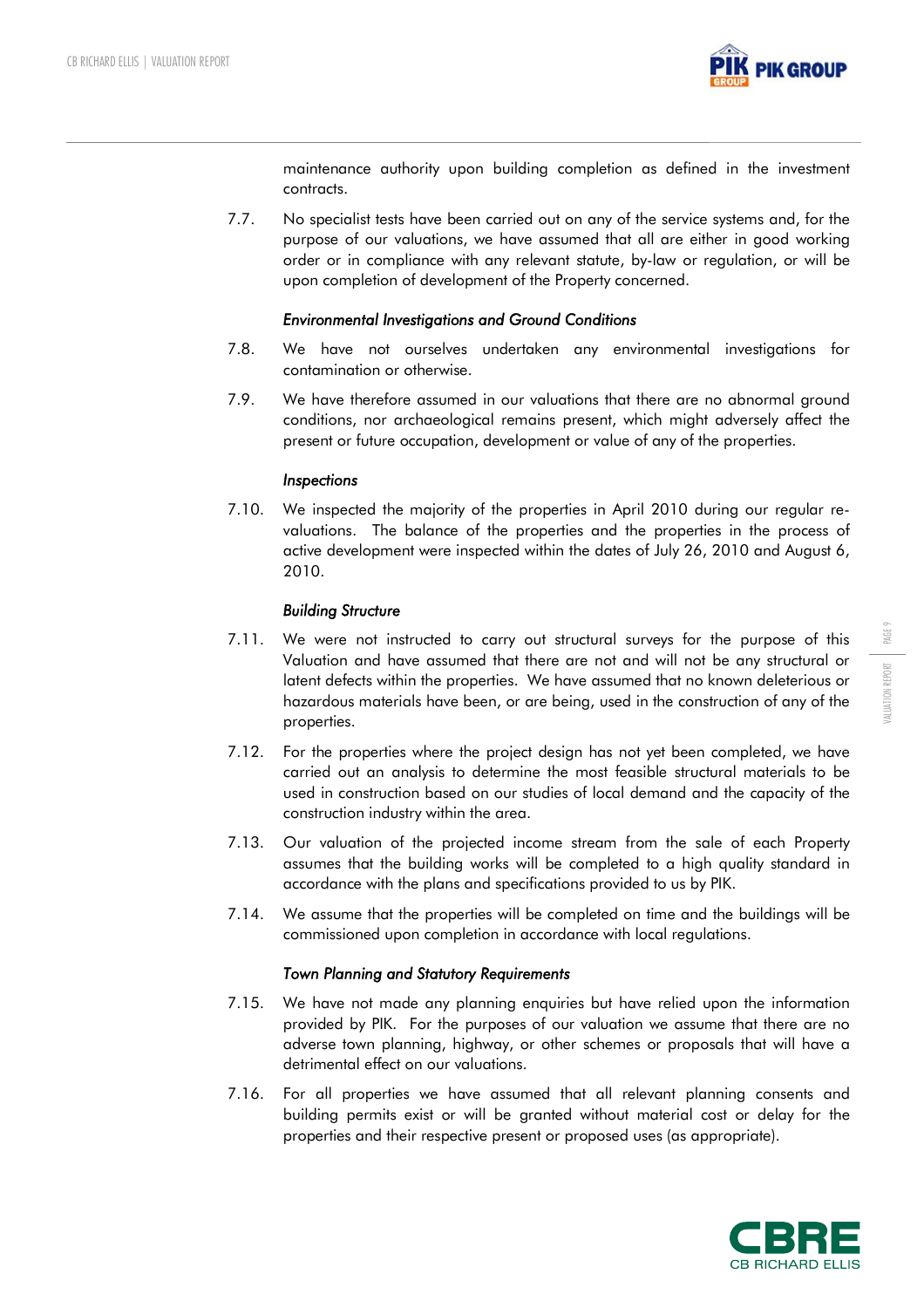maintenance authority upon building completion as defined in the investment contracts.

7.7. No specialist tests have been carried out on any of the service systems and, for the purpose of our valuations, we have assumed that all are either in good working order or in compliance with any relevant statute, by-law or regulation, or will be upon completion of development of the Property concerned.

*Environmental Investigations and Ground Conditions*

7.8. We have not ourselves undertaken any environmental investigations for contamination or otherwise.

7.9. We have therefore assumed in our valuations that there are no abnormal ground conditions, nor archaeological remains present, which might adversely affect the present or future occupation, development or value of any of the properties.

*Inspections*

7.10. We inspected the majority of the properties in April 2010 during our regular re-valuations. The balance of the properties and the properties in the process of active development were inspected within the dates of July 26, 2010 and August 6, 2010.

*Building Structure*

7.11. We were not instructed to carry out structural surveys for the purpose of this Valuation and have assumed that there are not and will not be any structural or latent defects within the properties. We have assumed that no known deleterious or hazardous materials have been, or are being, used in the construction of any of the properties.

7.12. For the properties where the project design has not yet been completed, we have carried out an analysis to determine the most feasible structural materials to be used in construction based on our studies of local demand and the capacity of the construction industry within the area.

7.13. Our valuation of the projected income stream from the sale of each Property assumes that the building works will be completed to a high quality standard in accordance with the plans and specifications provided to us by PIK.

7.14. We assume that the properties will be completed on time and the buildings will be commissioned upon completion in accordance with local regulations.

*Town Planning and Statutory Requirements*

7.15. We have not made any planning enquiries but have relied upon the information provided by PIK. For the purposes of our valuation we assume that there are no adverse town planning, highway, or other schemes or proposals that will have a detrimental effect on our valuations.

7.16. For all properties we have assumed that all relevant planning consents and building permits exist or will be granted without material cost or delay for the properties and their respective present or proposed uses (as appropriate).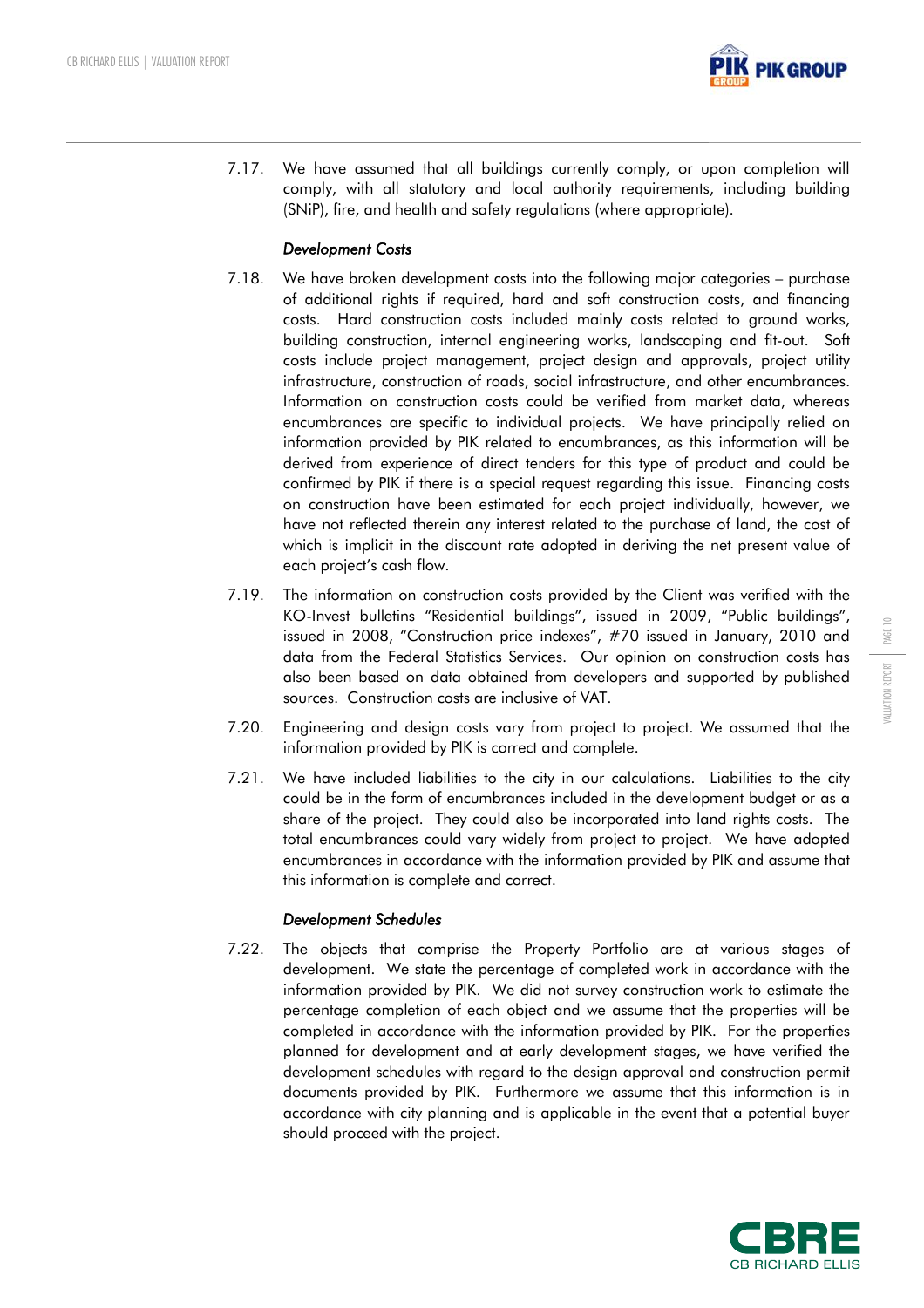7.17. We have assumed that all buildings currently comply, or upon completion will comply, with all statutory and local authority requirements, including building (SNiP), fire, and health and safety regulations (where appropriate).

*Development Costs*

7.18. We have broken development costs into the following major categories – purchase of additional rights if required, hard and soft construction costs, and financing costs. Hard construction costs included mainly costs related to ground works, building construction, internal engineering works, landscaping and fit-out. Soft costs include project management, project design and approvals, project utility infrastructure, construction of roads, social infrastructure, and other encumbrances. Information on construction costs could be verified from market data, whereas encumbrances are specific to individual projects. We have principally relied on information provided by PIK related to encumbrances, as this information will be derived from experience of direct tenders for this type of product and could be confirmed by PIK if there is a special request regarding this issue. Financing costs on construction have been estimated for each project individually, however, we have not reflected therein any interest related to the purchase of land, the cost of which is implicit in the discount rate adopted in deriving the net present value of each project's cash flow.

7.19. The information on construction costs provided by the Client was verified with the KO-Invest bulletins "Residential buildings", issued in 2009, "Public buildings", issued in 2008, "Construction price indexes", #70 issued in January, 2010 and data from the Federal Statistics Services. Our opinion on construction costs has also been based on data obtained from developers and supported by published sources. Construction costs are inclusive of VAT.

7.20. Engineering and design costs vary from project to project. We assumed that the information provided by PIK is correct and complete.

7.21. We have included liabilities to the city in our calculations. Liabilities to the city could be in the form of encumbrances included in the development budget or as a share of the project. They could also be incorporated into land rights costs. The total encumbrances could vary widely from project to project. We have adopted encumbrances in accordance with the information provided by PIK and assume that this information is complete and correct.

*Development Schedules*

7.22. The objects that comprise the Property Portfolio are at various stages of development. We state the percentage of completed work in accordance with the information provided by PIK. We did not survey construction work to estimate the percentage completion of each object and we assume that the properties will be completed in accordance with the information provided by PIK. For the properties planned for development and at early development stages, we have verified the development schedules with regard to the design approval and construction permit documents provided by PIK. Furthermore we assume that this information is in accordance with city planning and is applicable in the event that a potential buyer should proceed with the project.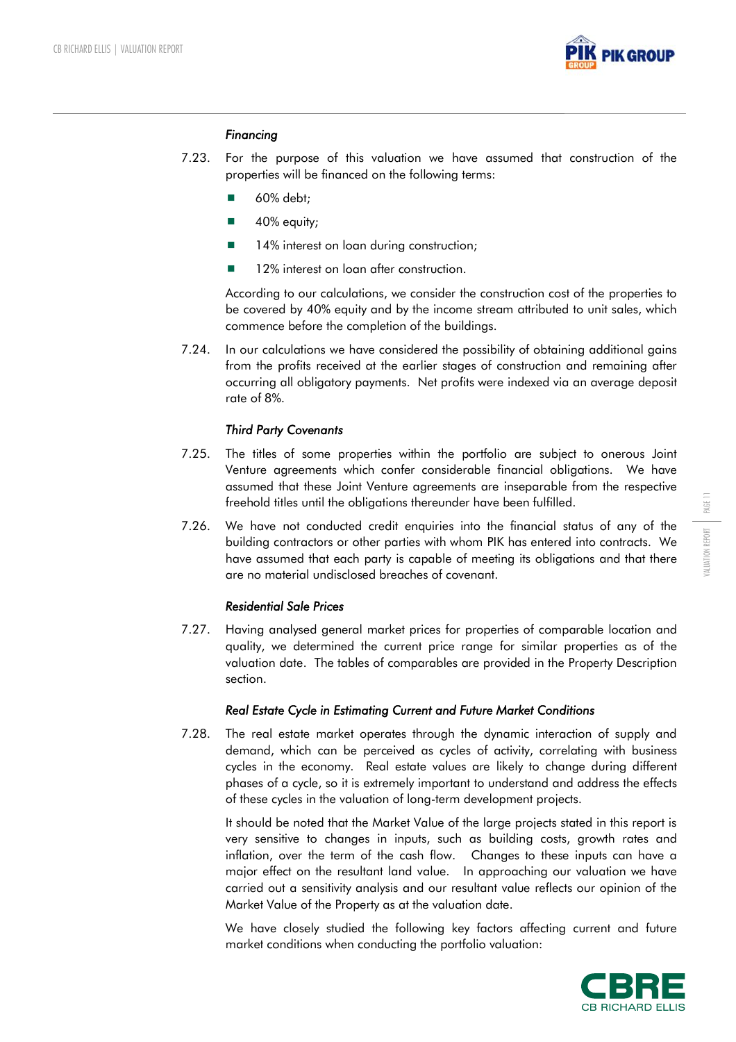*Financing*

7.23. For the purpose of this valuation we have assumed that construction of the properties will be financed on the following terms:

- 60% debt;
- 40% equity;
- 14% interest on loan during construction;
- 12% interest on loan after construction.

According to our calculations, we consider the construction cost of the properties to be covered by 40% equity and by the income stream attributed to unit sales, which commence before the completion of the buildings.

7.24. In our calculations we have considered the possibility of obtaining additional gains from the profits received at the earlier stages of construction and remaining after occurring all obligatory payments. Net profits were indexed via an average deposit rate of 8%.

*Third Party Covenants*

7.25. The titles of some properties within the portfolio are subject to onerous Joint Venture agreements which confer considerable financial obligations. We have assumed that these Joint Venture agreements are inseparable from the respective freehold titles until the obligations thereunder have been fulfilled.

7.26. We have not conducted credit enquiries into the financial status of any of the building contractors or other parties with whom PIK has entered into contracts. We have assumed that each party is capable of meeting its obligations and that there are no material undisclosed breaches of covenant.

*Residential Sale Prices*

7.27. Having analysed general market prices for properties of comparable location and quality, we determined the current price range for similar properties as of the valuation date. The tables of comparables are provided in the Property Description section.

*Real Estate Cycle in Estimating Current and Future Market Conditions*

7.28. The real estate market operates through the dynamic interaction of supply and demand, which can be perceived as cycles of activity, correlating with business cycles in the economy. Real estate values are likely to change during different phases of a cycle, so it is extremely important to understand and address the effects of these cycles in the valuation of long-term development projects.

It should be noted that the Market Value of the large projects stated in this report is very sensitive to changes in inputs, such as building costs, growth rates and inflation, over the term of the cash flow. Changes to these inputs can have a major effect on the resultant land value. In approaching our valuation we have carried out a sensitivity analysis and our resultant value reflects our opinion of the Market Value of the Property as at the valuation date.

We have closely studied the following key factors affecting current and future market conditions when conducting the portfolio valuation: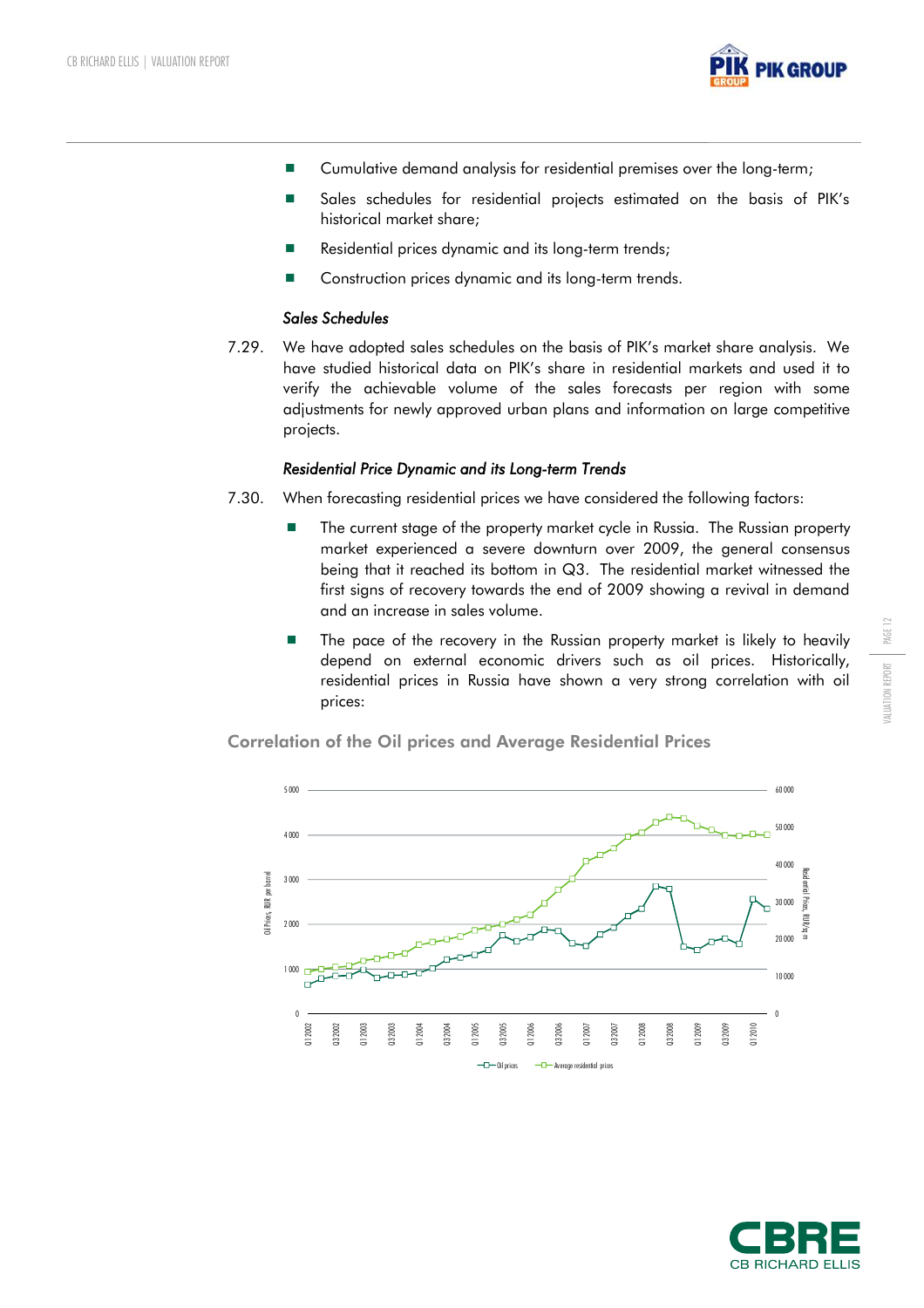- Cumulative demand analysis for residential premises over the long-term;
- Sales schedules for residential projects estimated on the basis of PIK's historical market share;
- Residential prices dynamic and its long-term trends;
- Construction prices dynamic and its long-term trends.

*Sales Schedules*

7.29. We have adopted sales schedules on the basis of PIK's market share analysis. We have studied historical data on PIK's share in residential markets and used it to verify the achievable volume of the sales forecasts per region with some adjustments for newly approved urban plans and information on large competitive projects.

*Residential Price Dynamic and its Long-term Trends*

7.30. When forecasting residential prices we have considered the following factors:

- The current stage of the property market cycle in Russia. The Russian property market experienced a severe downturn over 2009, the general consensus being that it reached its bottom in Q3. The residential market witnessed the first signs of recovery towards the end of 2009 showing a revival in demand and an increase in sales volume.
- The pace of the recovery in the Russian property market is likely to heavily depend on external economic drivers such as oil prices. Historically, residential prices in Russia have shown a very strong correlation with oil prices:

## Correlation of the Oil prices and Average Residential Prices

Oil Prices, RUR per barrel (left axis: 0 – 5 000); Residential Prices, RUR/sq m (right axis: 0 – 60 000)

X-axis: Q1 2002, Q3 2002, Q1 2003, Q3 2003, Q1 2004, Q3 2004, Q1 2005, Q3 2005, Q1 2006, Q3 2006, Q1 2007, Q3 2007, Q1 2008, Q3 2008, Q1 2009, Q3 2009, Q1 2010

Legend: Oil prices; Average residential prices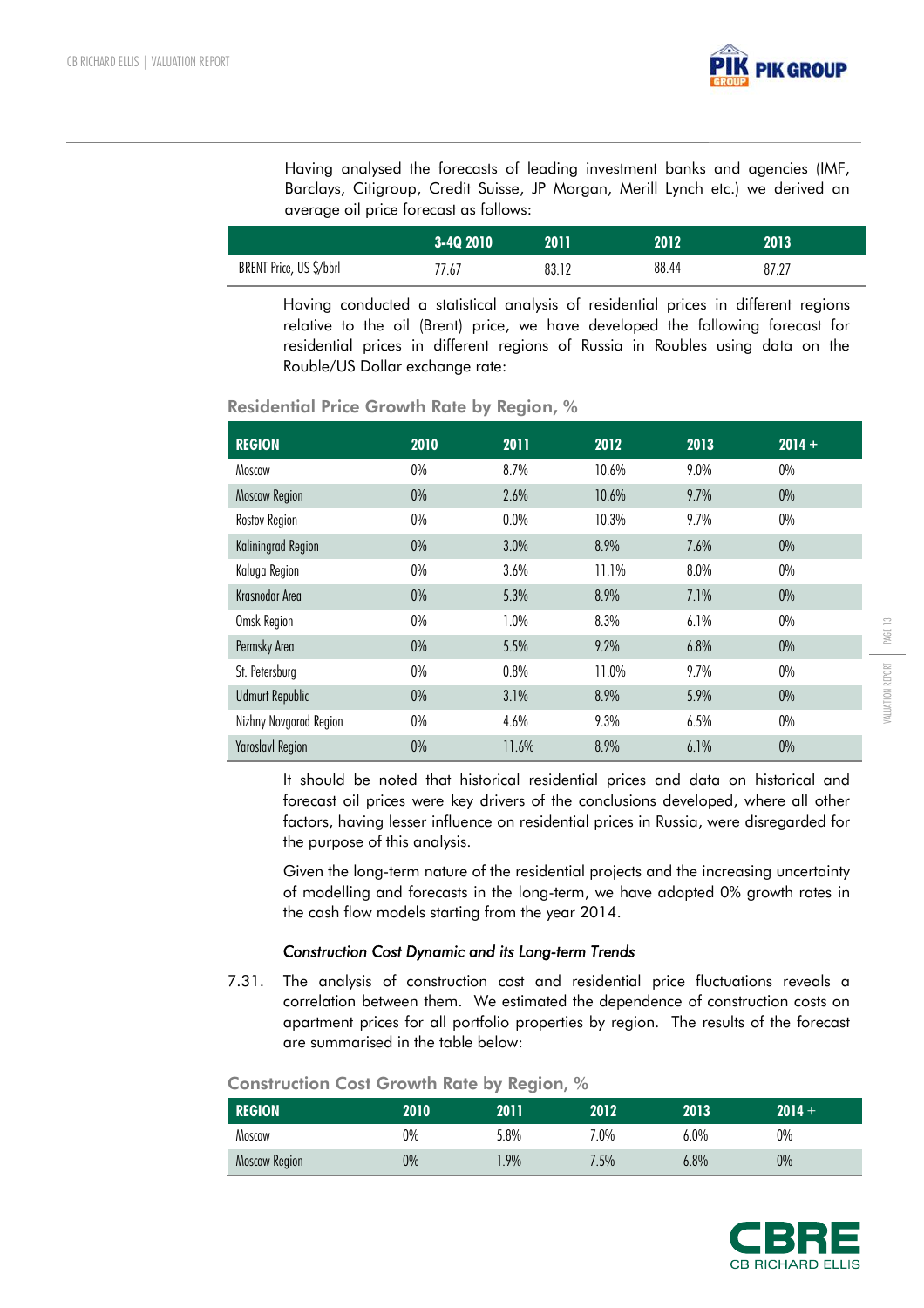Having analysed the forecasts of leading investment banks and agencies (IMF, Barclays, Citigroup, Credit Suisse, JP Morgan, Merill Lynch etc.) we derived an average oil price forecast as follows:

| | 3-4Q 2010 | 2011 | 2012 | 2013 |
|---|---|---|---|---|
| BRENT Price, US $/bbrl | 77.67 | 83.12 | 88.44 | 87.27 |

Having conducted a statistical analysis of residential prices in different regions relative to the oil (Brent) price, we have developed the following forecast for residential prices in different regions of Russia in Roubles using data on the Rouble/US Dollar exchange rate:

### Residential Price Growth Rate by Region, %

| REGION | 2010 | 2011 | 2012 | 2013 | 2014 + |
|---|---|---|---|---|---|
| Moscow | 0% | 8.7% | 10.6% | 9.0% | 0% |
| Moscow Region | 0% | 2.6% | 10.6% | 9.7% | 0% |
| Rostov Region | 0% | 0.0% | 10.3% | 9.7% | 0% |
| Kaliningrad Region | 0% | 3.0% | 8.9% | 7.6% | 0% |
| Kaluga Region | 0% | 3.6% | 11.1% | 8.0% | 0% |
| Krasnodar Area | 0% | 5.3% | 8.9% | 7.1% | 0% |
| Omsk Region | 0% | 1.0% | 8.3% | 6.1% | 0% |
| Permsky Area | 0% | 5.5% | 9.2% | 6.8% | 0% |
| St. Petersburg | 0% | 0.8% | 11.0% | 9.7% | 0% |
| Udmurt Republic | 0% | 3.1% | 8.9% | 5.9% | 0% |
| Nizhny Novgorod Region | 0% | 4.6% | 9.3% | 6.5% | 0% |
| Yaroslavl Region | 0% | 11.6% | 8.9% | 6.1% | 0% |

It should be noted that historical residential prices and data on historical and forecast oil prices were key drivers of the conclusions developed, where all other factors, having lesser influence on residential prices in Russia, were disregarded for the purpose of this analysis.

Given the long-term nature of the residential projects and the increasing uncertainty of modelling and forecasts in the long-term, we have adopted 0% growth rates in the cash flow models starting from the year 2014.

*Construction Cost Dynamic and its Long-term Trends*

7.31. The analysis of construction cost and residential price fluctuations reveals a correlation between them. We estimated the dependence of construction costs on apartment prices for all portfolio properties by region. The results of the forecast are summarised in the table below:

### Construction Cost Growth Rate by Region, %

| REGION | 2010 | 2011 | 2012 | 2013 | 2014 + |
|---|---|---|---|---|---|
| Moscow | 0% | 5.8% | 7.0% | 6.0% | 0% |
| Moscow Region | 0% | 1.9% | 7.5% | 6.8% | 0% |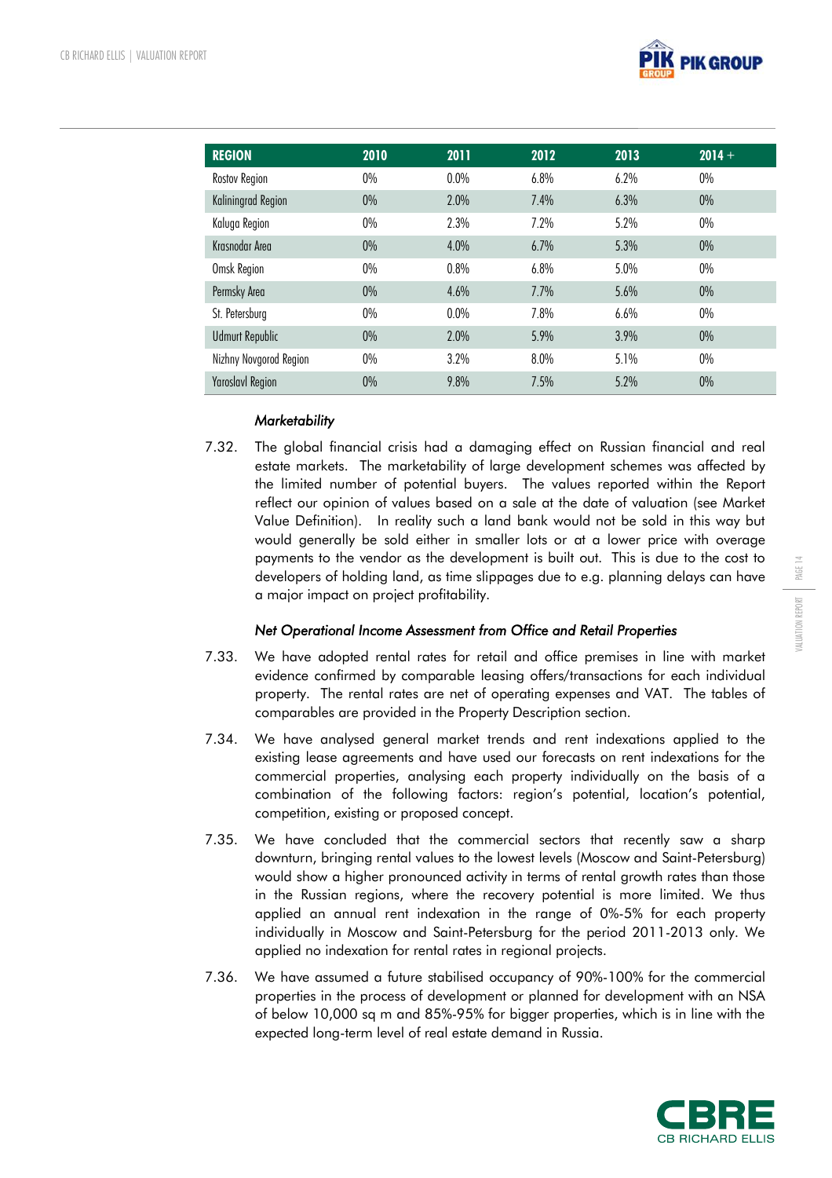| REGION | 2010 | 2011 | 2012 | 2013 | 2014 + |
|---|---|---|---|---|---|
| Rostov Region | 0% | 0.0% | 6.8% | 6.2% | 0% |
| Kaliningrad Region | 0% | 2.0% | 7.4% | 6.3% | 0% |
| Kaluga Region | 0% | 2.3% | 7.2% | 5.2% | 0% |
| Krasnodar Area | 0% | 4.0% | 6.7% | 5.3% | 0% |
| Omsk Region | 0% | 0.8% | 6.8% | 5.0% | 0% |
| Permsky Area | 0% | 4.6% | 7.7% | 5.6% | 0% |
| St. Petersburg | 0% | 0.0% | 7.8% | 6.6% | 0% |
| Udmurt Republic | 0% | 2.0% | 5.9% | 3.9% | 0% |
| Nizhny Novgorod Region | 0% | 3.2% | 8.0% | 5.1% | 0% |
| Yaroslavl Region | 0% | 9.8% | 7.5% | 5.2% | 0% |

*Marketability*

7.32. The global financial crisis had a damaging effect on Russian financial and real estate markets. The marketability of large development schemes was affected by the limited number of potential buyers. The values reported within the Report reflect our opinion of values based on a sale at the date of valuation (see Market Value Definition). In reality such a land bank would not be sold in this way but would generally be sold either in smaller lots or at a lower price with overage payments to the vendor as the development is built out. This is due to the cost to developers of holding land, as time slippages due to e.g. planning delays can have a major impact on project profitability.

*Net Operational Income Assessment from Office and Retail Properties*

7.33. We have adopted rental rates for retail and office premises in line with market evidence confirmed by comparable leasing offers/transactions for each individual property. The rental rates are net of operating expenses and VAT. The tables of comparables are provided in the Property Description section.

7.34. We have analysed general market trends and rent indexations applied to the existing lease agreements and have used our forecasts on rent indexations for the commercial properties, analysing each property individually on the basis of a combination of the following factors: region's potential, location's potential, competition, existing or proposed concept.

7.35. We have concluded that the commercial sectors that recently saw a sharp downturn, bringing rental values to the lowest levels (Moscow and Saint-Petersburg) would show a higher pronounced activity in terms of rental growth rates than those in the Russian regions, where the recovery potential is more limited. We thus applied an annual rent indexation in the range of 0%-5% for each property individually in Moscow and Saint-Petersburg for the period 2011-2013 only. We applied no indexation for rental rates in regional projects.

7.36. We have assumed a future stabilised occupancy of 90%-100% for the commercial properties in the process of development or planned for development with an NSA of below 10,000 sq m and 85%-95% for bigger properties, which is in line with the expected long-term level of real estate demand in Russia.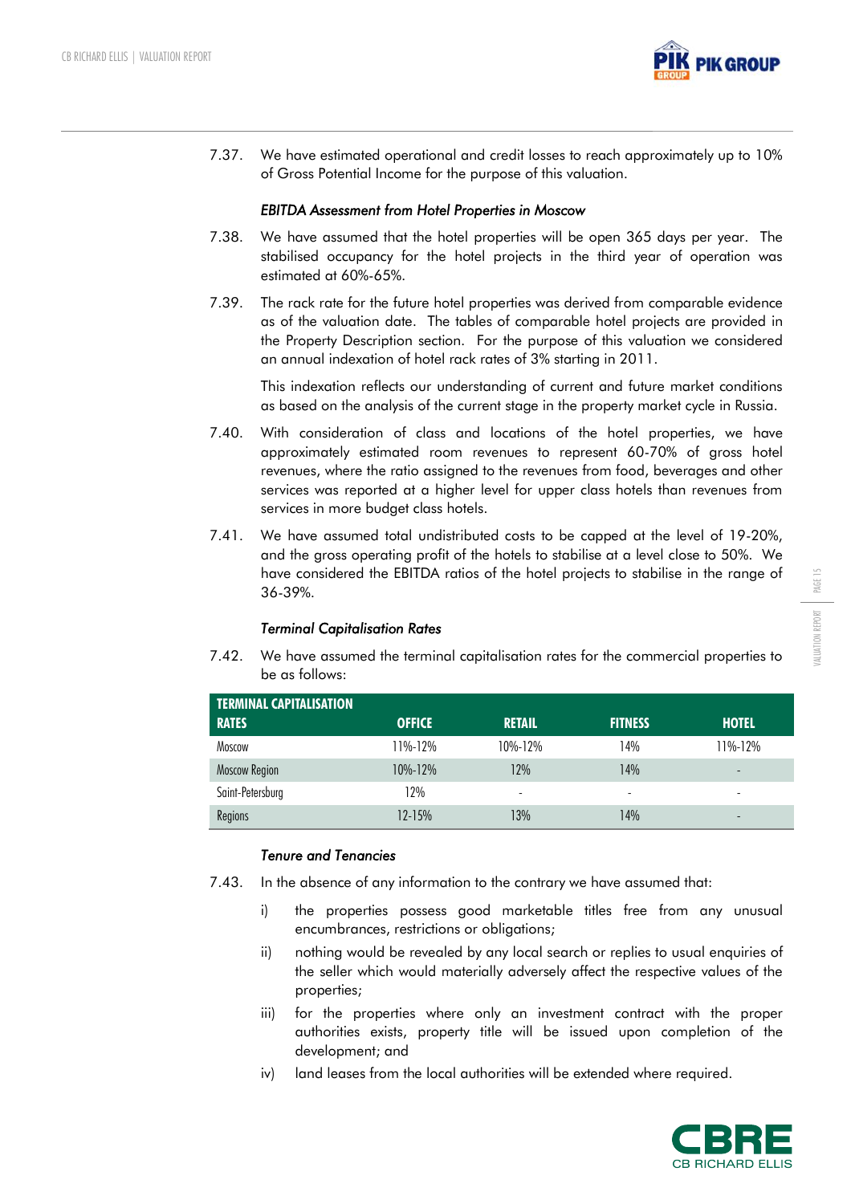7.37. We have estimated operational and credit losses to reach approximately up to 10% of Gross Potential Income for the purpose of this valuation.

*EBITDA Assessment from Hotel Properties in Moscow*

7.38. We have assumed that the hotel properties will be open 365 days per year. The stabilised occupancy for the hotel projects in the third year of operation was estimated at 60%-65%.

7.39. The rack rate for the future hotel properties was derived from comparable evidence as of the valuation date. The tables of comparable hotel projects are provided in the Property Description section. For the purpose of this valuation we considered an annual indexation of hotel rack rates of 3% starting in 2011.

This indexation reflects our understanding of current and future market conditions as based on the analysis of the current stage in the property market cycle in Russia.

7.40. With consideration of class and locations of the hotel properties, we have approximately estimated room revenues to represent 60-70% of gross hotel revenues, where the ratio assigned to the revenues from food, beverages and other services was reported at a higher level for upper class hotels than revenues from services in more budget class hotels.

7.41. We have assumed total undistributed costs to be capped at the level of 19-20%, and the gross operating profit of the hotels to stabilise at a level close to 50%. We have considered the EBITDA ratios of the hotel projects to stabilise in the range of 36-39%.

*Terminal Capitalisation Rates*

7.42. We have assumed the terminal capitalisation rates for the commercial properties to be as follows:

| TERMINAL CAPITALISATION RATES | OFFICE | RETAIL | FITNESS | HOTEL |
|---|---|---|---|---|
| Moscow | 11%-12% | 10%-12% | 14% | 11%-12% |
| Moscow Region | 10%-12% | 12% | 14% | - |
| Saint-Petersburg | 12% | - | - | - |
| Regions | 12-15% | 13% | 14% | - |

*Tenure and Tenancies*

7.43. In the absence of any information to the contrary we have assumed that:

i) the properties possess good marketable titles free from any unusual encumbrances, restrictions or obligations;

ii) nothing would be revealed by any local search or replies to usual enquiries of the seller which would materially adversely affect the respective values of the properties;

iii) for the properties where only an investment contract with the proper authorities exists, property title will be issued upon completion of the development; and

iv) land leases from the local authorities will be extended where required.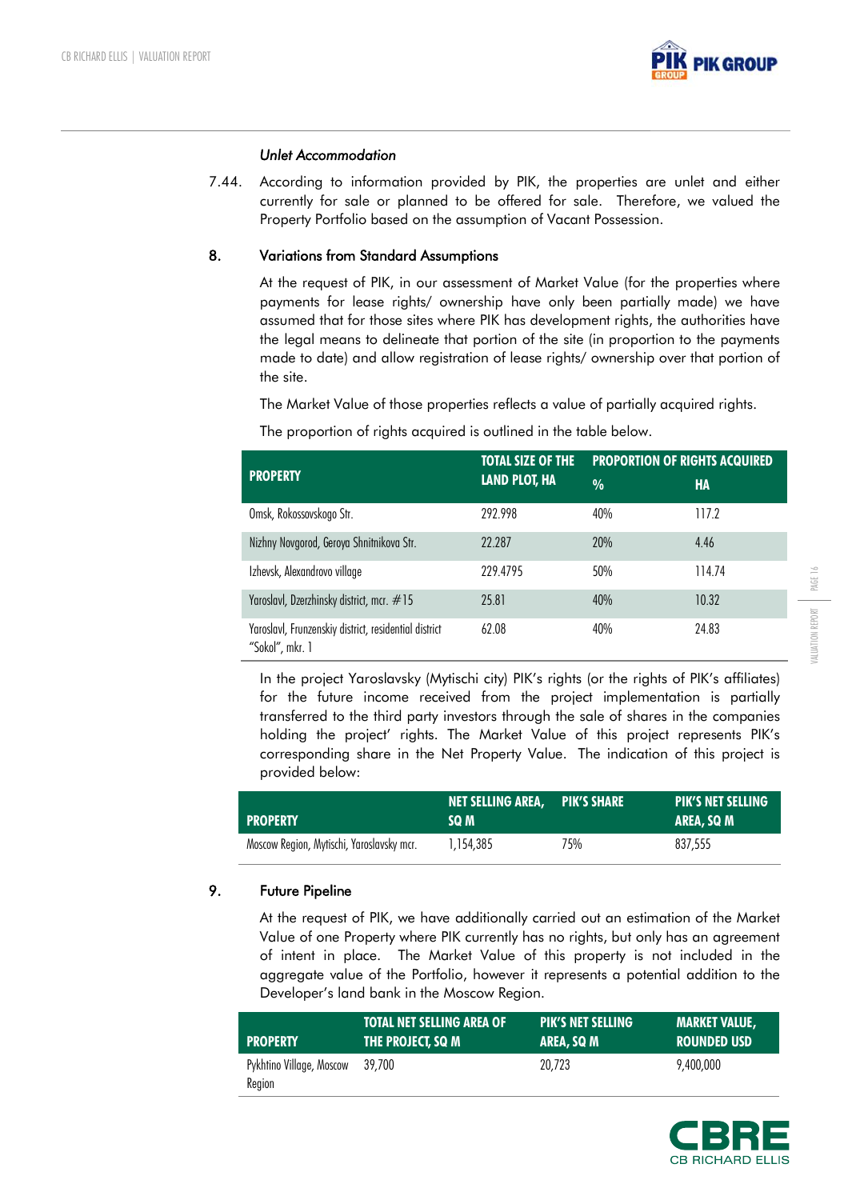*Unlet Accommodation*

7.44. According to information provided by PIK, the properties are unlet and either currently for sale or planned to be offered for sale. Therefore, we valued the Property Portfolio based on the assumption of Vacant Possession.

## 8. Variations from Standard Assumptions

At the request of PIK, in our assessment of Market Value (for the properties where payments for lease rights/ ownership have only been partially made) we have assumed that for those sites where PIK has development rights, the authorities have the legal means to delineate that portion of the site (in proportion to the payments made to date) and allow registration of lease rights/ ownership over that portion of the site.

The Market Value of those properties reflects a value of partially acquired rights.

The proportion of rights acquired is outlined in the table below.

| PROPERTY | TOTAL SIZE OF THE LAND PLOT, HA | PROPORTION OF RIGHTS ACQUIRED | |
|---|---|---|---|
| | | % | HA |
| Omsk, Rokossovskogo Str. | 292.998 | 40% | 117.2 |
| Nizhny Novgorod, Geroya Shnitnikova Str. | 22.287 | 20% | 4.46 |
| Izhevsk, Alexandrovo village | 229.4795 | 50% | 114.74 |
| Yaroslavl, Dzerzhinsky district, mcr. #15 | 25.81 | 40% | 10.32 |
| Yaroslavl, Frunzenskiy district, residential district "Sokol", mkr. 1 | 62.08 | 40% | 24.83 |

In the project Yaroslavsky (Mytischi city) PIK's rights (or the rights of PIK's affiliates) for the future income received from the project implementation is partially transferred to the third party investors through the sale of shares in the companies holding the project' rights. The Market Value of this project represents PIK's corresponding share in the Net Property Value. The indication of this project is provided below:

| PROPERTY | NET SELLING AREA, SQ M | PIK'S SHARE | PIK'S NET SELLING AREA, SQ M |
|---|---|---|---|
| Moscow Region, Mytischi, Yaroslavsky mcr. | 1,154,385 | 75% | 837,555 |

## 9. Future Pipeline

At the request of PIK, we have additionally carried out an estimation of the Market Value of one Property where PIK currently has no rights, but only has an agreement of intent in place. The Market Value of this property is not included in the aggregate value of the Portfolio, however it represents a potential addition to the Developer's land bank in the Moscow Region.

| PROPERTY | TOTAL NET SELLING AREA OF THE PROJECT, SQ M | PIK'S NET SELLING AREA, SQ M | MARKET VALUE, ROUNDED USD |
|---|---|---|---|
| Pykhtino Village, Moscow Region | 39,700 | 20,723 | 9,400,000 |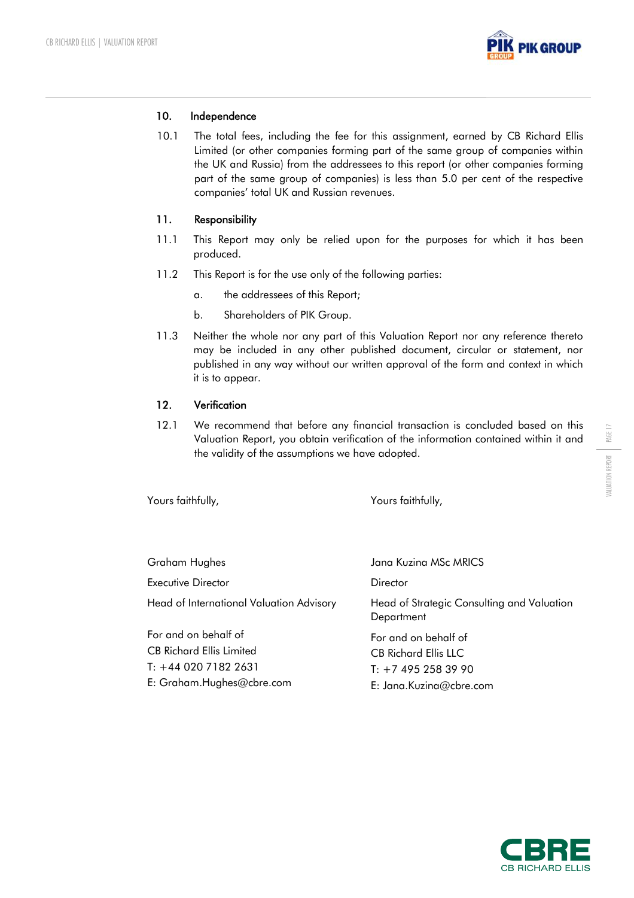## 10. Independence

10.1 The total fees, including the fee for this assignment, earned by CB Richard Ellis Limited (or other companies forming part of the same group of companies within the UK and Russia) from the addressees to this report (or other companies forming part of the same group of companies) is less than 5.0 per cent of the respective companies' total UK and Russian revenues.

## 11. Responsibility

11.1 This Report may only be relied upon for the purposes for which it has been produced.

11.2 This Report is for the use only of the following parties:

a. the addressees of this Report;

b. Shareholders of PIK Group.

11.3 Neither the whole nor any part of this Valuation Report nor any reference thereto may be included in any other published document, circular or statement, nor published in any way without our written approval of the form and context in which it is to appear.

## 12. Verification

12.1 We recommend that before any financial transaction is concluded based on this Valuation Report, you obtain verification of the information contained within it and the validity of the assumptions we have adopted.

Yours faithfully,

Graham Hughes
Executive Director
Head of International Valuation Advisory

For and on behalf of
CB Richard Ellis Limited
T: +44 020 7182 2631
E: Graham.Hughes@cbre.com

Yours faithfully,

Jana Kuzina MSc MRICS
Director
Head of Strategic Consulting and Valuation Department

For and on behalf of
CB Richard Ellis LLC
T: +7 495 258 39 90
E: Jana.Kuzina@cbre.com